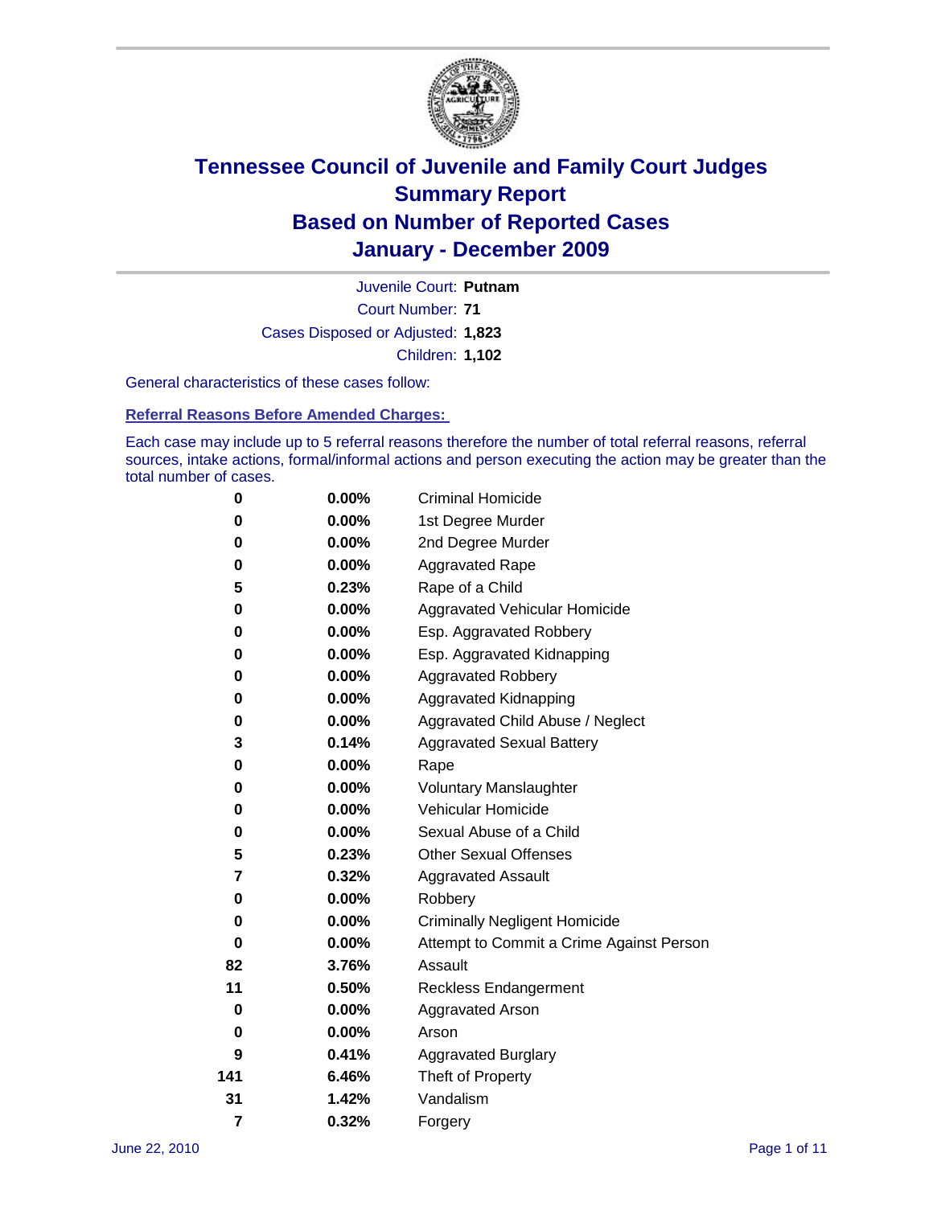# Tennessee Council of Juvenile and Family Court Judges
## Summary Report
## Based on Number of Reported Cases
## January - December 2009

Juvenile Court: **Putnam**

Court Number: **71**

Cases Disposed or Adjusted: **1,823**

Children: **1,102**

General characteristics of these cases follow:

### Referral Reasons Before Amended Charges:

Each case may include up to 5 referral reasons therefore the number of total referral reasons, referral sources, intake actions, formal/informal actions and person executing the action may be greater than the total number of cases.

| | | |
|---|---|---|
| 0 | 0.00% | Criminal Homicide |
| 0 | 0.00% | 1st Degree Murder |
| 0 | 0.00% | 2nd Degree Murder |
| 0 | 0.00% | Aggravated Rape |
| 5 | 0.23% | Rape of a Child |
| 0 | 0.00% | Aggravated Vehicular Homicide |
| 0 | 0.00% | Esp. Aggravated Robbery |
| 0 | 0.00% | Esp. Aggravated Kidnapping |
| 0 | 0.00% | Aggravated Robbery |
| 0 | 0.00% | Aggravated Kidnapping |
| 0 | 0.00% | Aggravated Child Abuse / Neglect |
| 3 | 0.14% | Aggravated Sexual Battery |
| 0 | 0.00% | Rape |
| 0 | 0.00% | Voluntary Manslaughter |
| 0 | 0.00% | Vehicular Homicide |
| 0 | 0.00% | Sexual Abuse of a Child |
| 5 | 0.23% | Other Sexual Offenses |
| 7 | 0.32% | Aggravated Assault |
| 0 | 0.00% | Robbery |
| 0 | 0.00% | Criminally Negligent Homicide |
| 0 | 0.00% | Attempt to Commit a Crime Against Person |
| 82 | 3.76% | Assault |
| 11 | 0.50% | Reckless Endangerment |
| 0 | 0.00% | Aggravated Arson |
| 0 | 0.00% | Arson |
| 9 | 0.41% | Aggravated Burglary |
| 141 | 6.46% | Theft of Property |
| 31 | 1.42% | Vandalism |
| 7 | 0.32% | Forgery |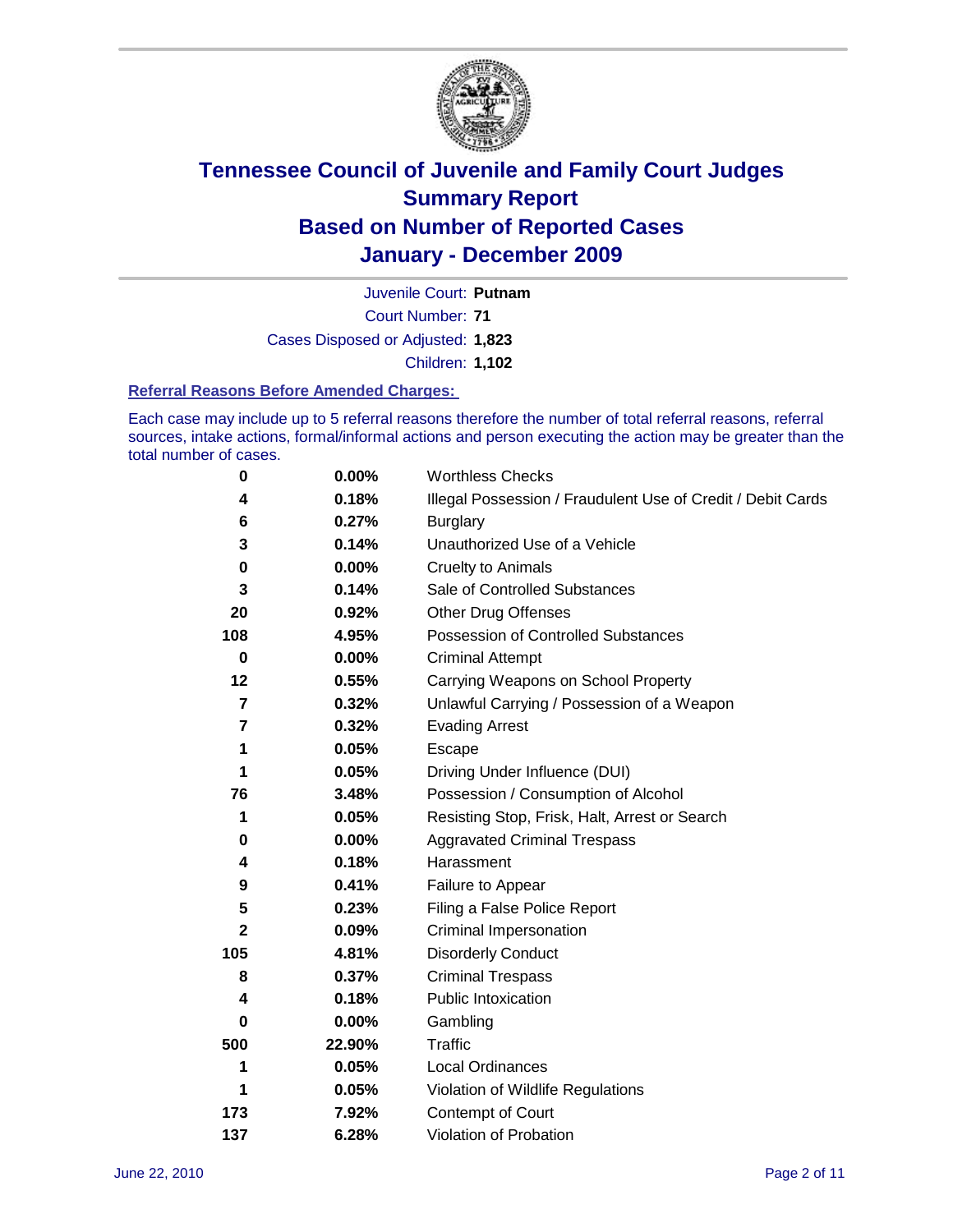# Tennessee Council of Juvenile and Family Court Judges Summary Report Based on Number of Reported Cases January - December 2009

Juvenile Court: **Putnam**

Court Number: **71**

Cases Disposed or Adjusted: **1,823**

Children: **1,102**

**Referral Reasons Before Amended Charges:**

Each case may include up to 5 referral reasons therefore the number of total referral reasons, referral sources, intake actions, formal/informal actions and person executing the action may be greater than the total number of cases.

| Count | Percent | Referral Reason |
|---|---|---|
| 0 | 0.00% | Worthless Checks |
| 4 | 0.18% | Illegal Possession / Fraudulent Use of Credit / Debit Cards |
| 6 | 0.27% | Burglary |
| 3 | 0.14% | Unauthorized Use of a Vehicle |
| 0 | 0.00% | Cruelty to Animals |
| 3 | 0.14% | Sale of Controlled Substances |
| 20 | 0.92% | Other Drug Offenses |
| 108 | 4.95% | Possession of Controlled Substances |
| 0 | 0.00% | Criminal Attempt |
| 12 | 0.55% | Carrying Weapons on School Property |
| 7 | 0.32% | Unlawful Carrying / Possession of a Weapon |
| 7 | 0.32% | Evading Arrest |
| 1 | 0.05% | Escape |
| 1 | 0.05% | Driving Under Influence (DUI) |
| 76 | 3.48% | Possession / Consumption of Alcohol |
| 1 | 0.05% | Resisting Stop, Frisk, Halt, Arrest or Search |
| 0 | 0.00% | Aggravated Criminal Trespass |
| 4 | 0.18% | Harassment |
| 9 | 0.41% | Failure to Appear |
| 5 | 0.23% | Filing a False Police Report |
| 2 | 0.09% | Criminal Impersonation |
| 105 | 4.81% | Disorderly Conduct |
| 8 | 0.37% | Criminal Trespass |
| 4 | 0.18% | Public Intoxication |
| 0 | 0.00% | Gambling |
| 500 | 22.90% | Traffic |
| 1 | 0.05% | Local Ordinances |
| 1 | 0.05% | Violation of Wildlife Regulations |
| 173 | 7.92% | Contempt of Court |
| 137 | 6.28% | Violation of Probation |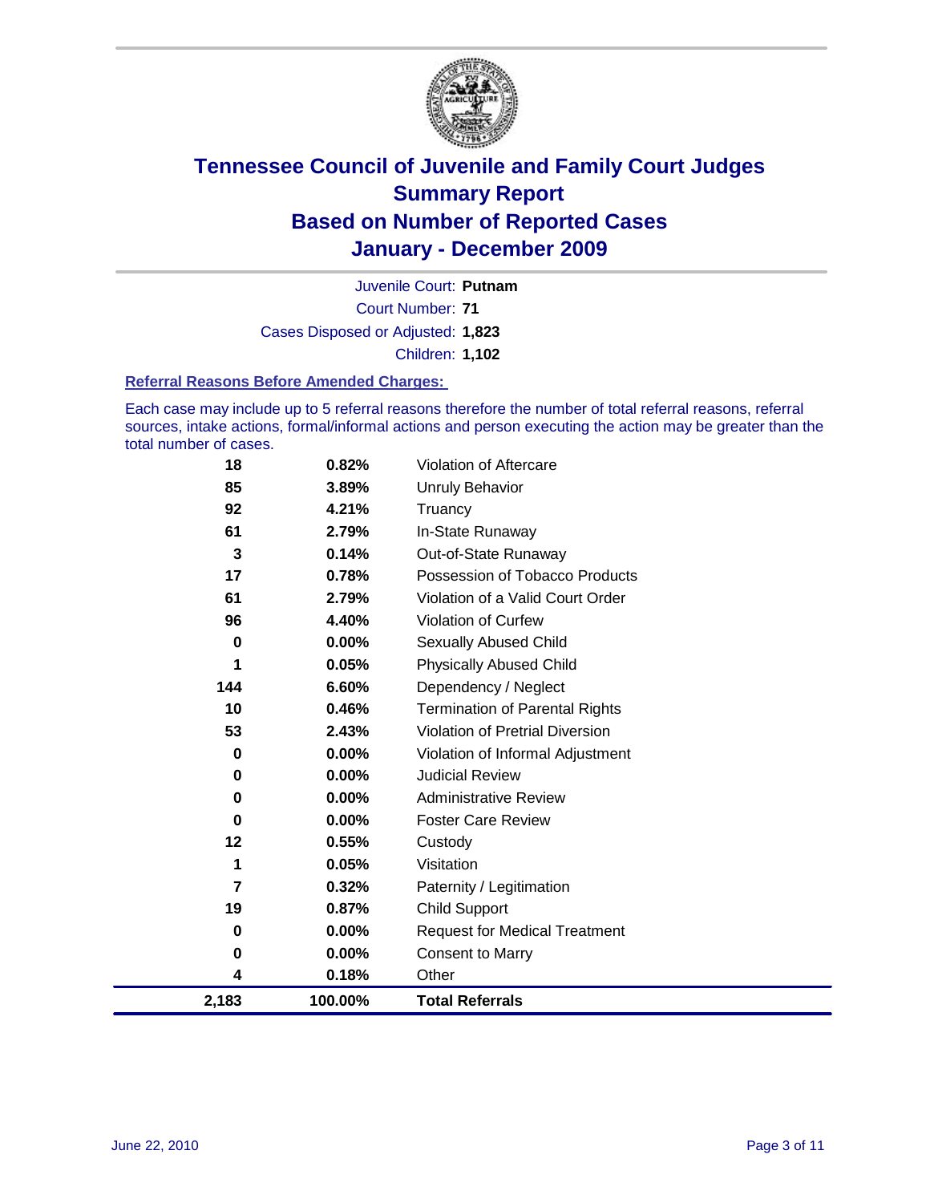# Tennessee Council of Juvenile and Family Court Judges
## Summary Report
## Based on Number of Reported Cases
## January - December 2009

Juvenile Court: **Putnam**

Court Number: **71**

Cases Disposed or Adjusted: **1,823**

Children: **1,102**

### Referral Reasons Before Amended Charges:

Each case may include up to 5 referral reasons therefore the number of total referral reasons, referral sources, intake actions, formal/informal actions and person executing the action may be greater than the total number of cases.

| | | |
|---|---|---|
| 18 | 0.82% | Violation of Aftercare |
| 85 | 3.89% | Unruly Behavior |
| 92 | 4.21% | Truancy |
| 61 | 2.79% | In-State Runaway |
| 3 | 0.14% | Out-of-State Runaway |
| 17 | 0.78% | Possession of Tobacco Products |
| 61 | 2.79% | Violation of a Valid Court Order |
| 96 | 4.40% | Violation of Curfew |
| 0 | 0.00% | Sexually Abused Child |
| 1 | 0.05% | Physically Abused Child |
| 144 | 6.60% | Dependency / Neglect |
| 10 | 0.46% | Termination of Parental Rights |
| 53 | 2.43% | Violation of Pretrial Diversion |
| 0 | 0.00% | Violation of Informal Adjustment |
| 0 | 0.00% | Judicial Review |
| 0 | 0.00% | Administrative Review |
| 0 | 0.00% | Foster Care Review |
| 12 | 0.55% | Custody |
| 1 | 0.05% | Visitation |
| 7 | 0.32% | Paternity / Legitimation |
| 19 | 0.87% | Child Support |
| 0 | 0.00% | Request for Medical Treatment |
| 0 | 0.00% | Consent to Marry |
| 4 | 0.18% | Other |
| **2,183** | **100.00%** | **Total Referrals** |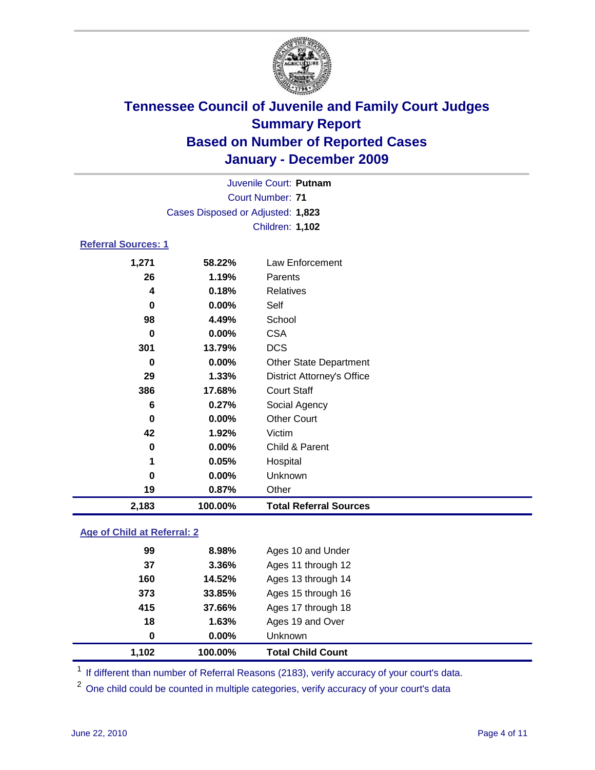# Tennessee Council of Juvenile and Family Court Judges
## Summary Report
## Based on Number of Reported Cases
## January - December 2009

Juvenile Court: **Putnam**
Court Number: **71**
Cases Disposed or Adjusted: **1,823**
Children: **1,102**

### Referral Sources: 1

| | | |
|---|---|---|
| 1,271 | 58.22% | Law Enforcement |
| 26 | 1.19% | Parents |
| 4 | 0.18% | Relatives |
| 0 | 0.00% | Self |
| 98 | 4.49% | School |
| 0 | 0.00% | CSA |
| 301 | 13.79% | DCS |
| 0 | 0.00% | Other State Department |
| 29 | 1.33% | District Attorney's Office |
| 386 | 17.68% | Court Staff |
| 6 | 0.27% | Social Agency |
| 0 | 0.00% | Other Court |
| 42 | 1.92% | Victim |
| 0 | 0.00% | Child & Parent |
| 1 | 0.05% | Hospital |
| 0 | 0.00% | Unknown |
| 19 | 0.87% | Other |
| **2,183** | **100.00%** | **Total Referral Sources** |

### Age of Child at Referral: 2

| | | |
|---|---|---|
| 99 | 8.98% | Ages 10 and Under |
| 37 | 3.36% | Ages 11 through 12 |
| 160 | 14.52% | Ages 13 through 14 |
| 373 | 33.85% | Ages 15 through 16 |
| 415 | 37.66% | Ages 17 through 18 |
| 18 | 1.63% | Ages 19 and Over |
| 0 | 0.00% | Unknown |
| **1,102** | **100.00%** | **Total Child Count** |

[1] If different than number of Referral Reasons (2183), verify accuracy of your court's data.

[2] One child could be counted in multiple categories, verify accuracy of your court's data

June 22, 2010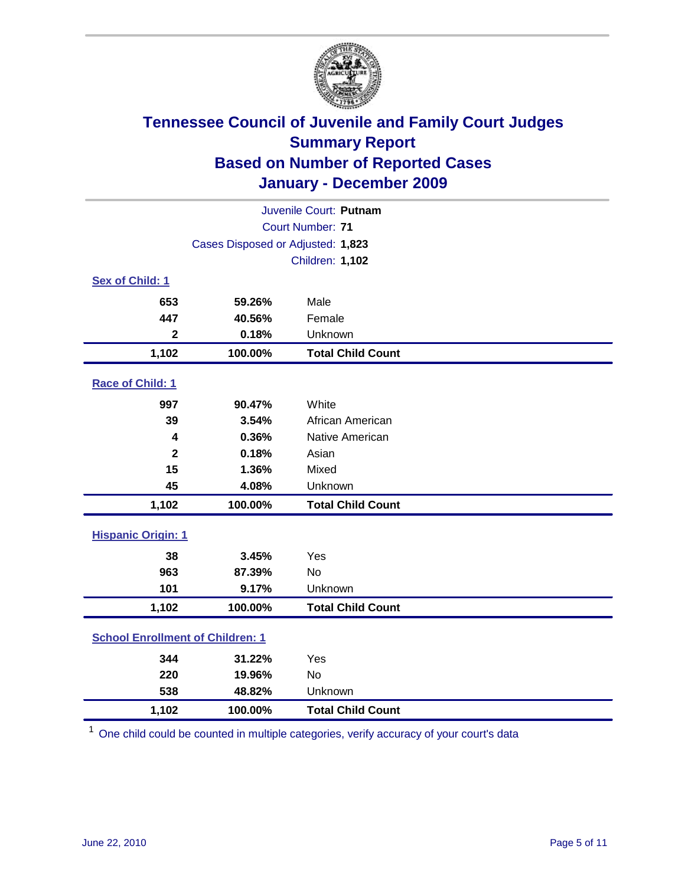# Tennessee Council of Juvenile and Family Court Judges
## Summary Report
## Based on Number of Reported Cases
## January - December 2009

Juvenile Court: **Putnam**
Court Number: **71**
Cases Disposed or Adjusted: **1,823**
Children: **1,102**

### Sex of Child: 1

| | | |
|---|---|---|
| 653 | 59.26% | Male |
| 447 | 40.56% | Female |
| 2 | 0.18% | Unknown |
| **1,102** | **100.00%** | **Total Child Count** |

### Race of Child: 1

| | | |
|---|---|---|
| 997 | 90.47% | White |
| 39 | 3.54% | African American |
| 4 | 0.36% | Native American |
| 2 | 0.18% | Asian |
| 15 | 1.36% | Mixed |
| 45 | 4.08% | Unknown |
| **1,102** | **100.00%** | **Total Child Count** |

### Hispanic Origin: 1

| | | |
|---|---|---|
| 38 | 3.45% | Yes |
| 963 | 87.39% | No |
| 101 | 9.17% | Unknown |
| **1,102** | **100.00%** | **Total Child Count** |

### School Enrollment of Children: 1

| | | |
|---|---|---|
| 344 | 31.22% | Yes |
| 220 | 19.96% | No |
| 538 | 48.82% | Unknown |
| **1,102** | **100.00%** | **Total Child Count** |

[1] One child could be counted in multiple categories, verify accuracy of your court's data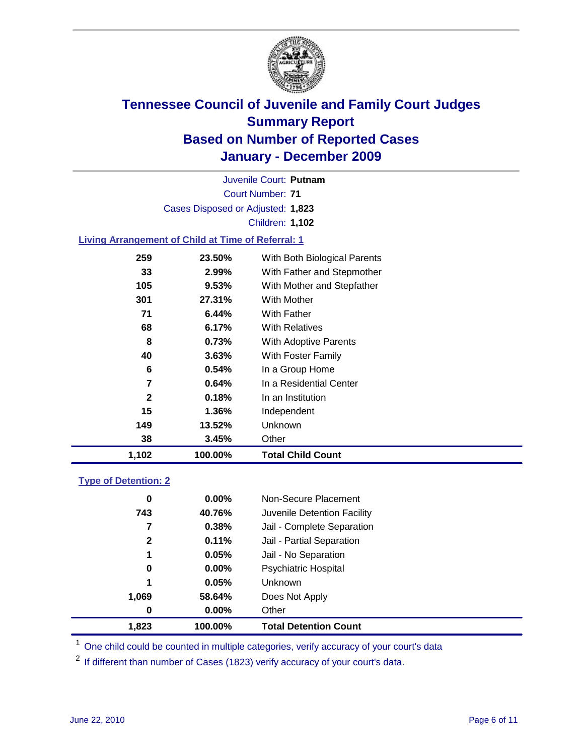# Tennessee Council of Juvenile and Family Court Judges
## Summary Report
## Based on Number of Reported Cases
## January - December 2009

Juvenile Court: **Putnam**
Court Number: **71**
Cases Disposed or Adjusted: **1,823**
Children: **1,102**

### Living Arrangement of Child at Time of Referral: 1

| Count | Percent | Category |
|---|---|---|
| 259 | 23.50% | With Both Biological Parents |
| 33 | 2.99% | With Father and Stepmother |
| 105 | 9.53% | With Mother and Stepfather |
| 301 | 27.31% | With Mother |
| 71 | 6.44% | With Father |
| 68 | 6.17% | With Relatives |
| 8 | 0.73% | With Adoptive Parents |
| 40 | 3.63% | With Foster Family |
| 6 | 0.54% | In a Group Home |
| 7 | 0.64% | In a Residential Center |
| 2 | 0.18% | In an Institution |
| 15 | 1.36% | Independent |
| 149 | 13.52% | Unknown |
| 38 | 3.45% | Other |
| **1,102** | **100.00%** | **Total Child Count** |

### Type of Detention: 2

| Count | Percent | Category |
|---|---|---|
| 0 | 0.00% | Non-Secure Placement |
| 743 | 40.76% | Juvenile Detention Facility |
| 7 | 0.38% | Jail - Complete Separation |
| 2 | 0.11% | Jail - Partial Separation |
| 1 | 0.05% | Jail - No Separation |
| 0 | 0.00% | Psychiatric Hospital |
| 1 | 0.05% | Unknown |
| 1,069 | 58.64% | Does Not Apply |
| 0 | 0.00% | Other |
| **1,823** | **100.00%** | **Total Detention Count** |

[1] One child could be counted in multiple categories, verify accuracy of your court's data

[2] If different than number of Cases (1823) verify accuracy of your court's data.

June 22, 2010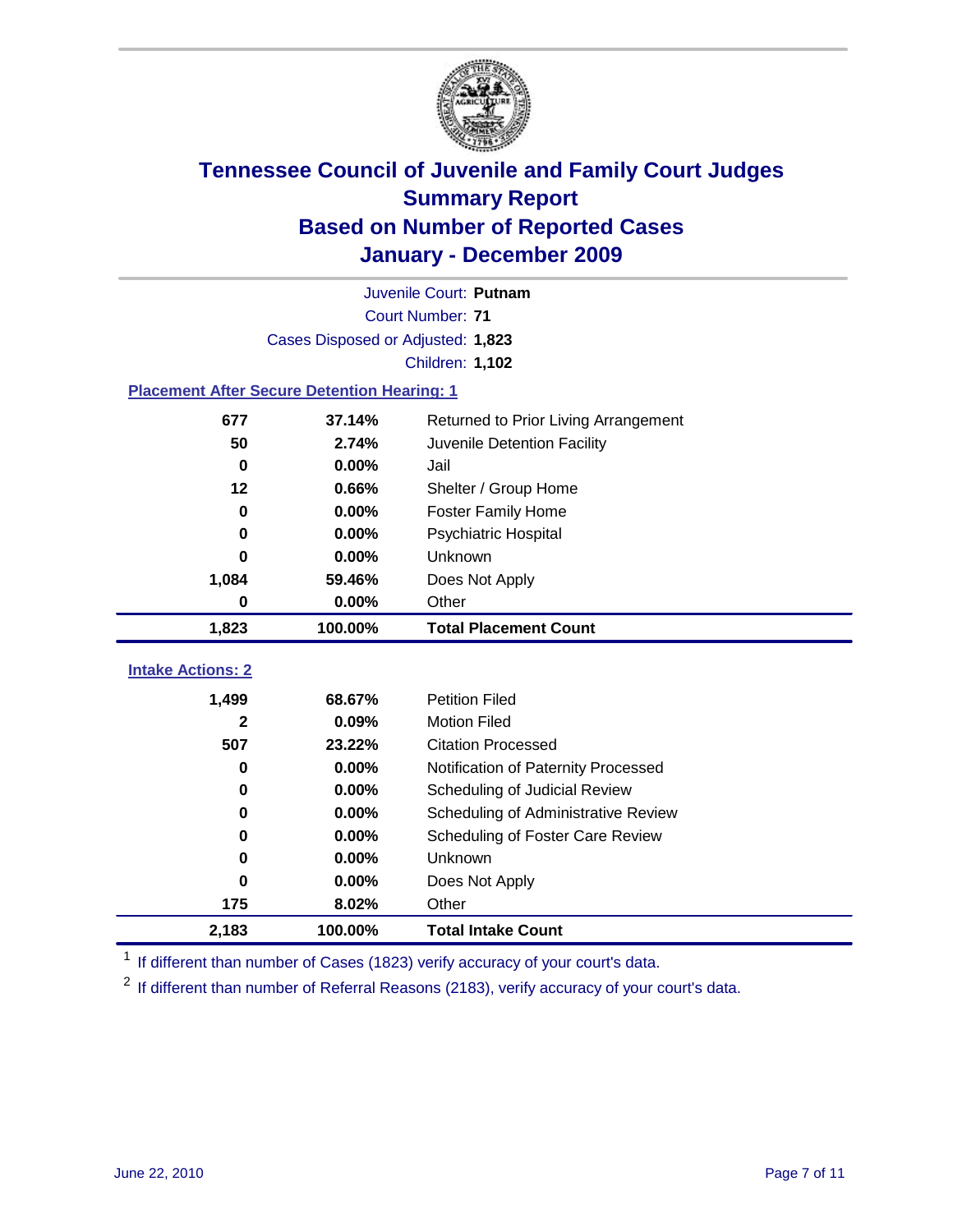# Tennessee Council of Juvenile and Family Court Judges
## Summary Report
## Based on Number of Reported Cases
## January - December 2009

Juvenile Court: **Putnam**

Court Number: **71**

Cases Disposed or Adjusted: **1,823**

Children: **1,102**

### Placement After Secure Detention Hearing: 1

| | | |
|---|---|---|
| 677 | 37.14% | Returned to Prior Living Arrangement |
| 50 | 2.74% | Juvenile Detention Facility |
| 0 | 0.00% | Jail |
| 12 | 0.66% | Shelter / Group Home |
| 0 | 0.00% | Foster Family Home |
| 0 | 0.00% | Psychiatric Hospital |
| 0 | 0.00% | Unknown |
| 1,084 | 59.46% | Does Not Apply |
| 0 | 0.00% | Other |
| **1,823** | **100.00%** | **Total Placement Count** |

### Intake Actions: 2

| | | |
|---|---|---|
| 1,499 | 68.67% | Petition Filed |
| 2 | 0.09% | Motion Filed |
| 507 | 23.22% | Citation Processed |
| 0 | 0.00% | Notification of Paternity Processed |
| 0 | 0.00% | Scheduling of Judicial Review |
| 0 | 0.00% | Scheduling of Administrative Review |
| 0 | 0.00% | Scheduling of Foster Care Review |
| 0 | 0.00% | Unknown |
| 0 | 0.00% | Does Not Apply |
| 175 | 8.02% | Other |
| **2,183** | **100.00%** | **Total Intake Count** |

[1] If different than number of Cases (1823) verify accuracy of your court's data.

[2] If different than number of Referral Reasons (2183), verify accuracy of your court's data.

June 22, 2010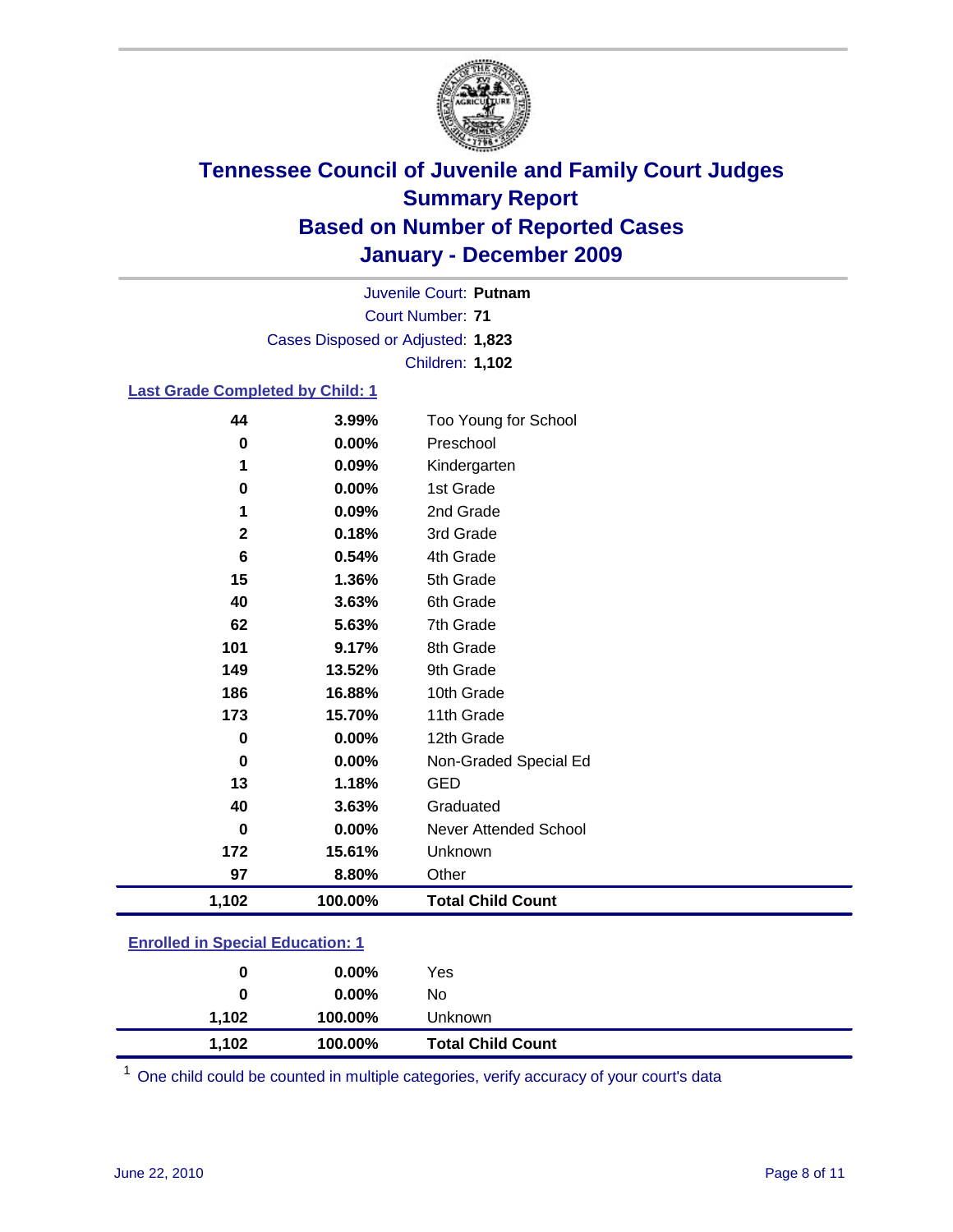# Tennessee Council of Juvenile and Family Court Judges
## Summary Report
## Based on Number of Reported Cases
## January - December 2009

Juvenile Court: **Putnam**

Court Number: **71**

Cases Disposed or Adjusted: **1,823**

Children: **1,102**

### Last Grade Completed by Child: 1

| Count | Percent | Category |
|---|---|---|
| 44 | 3.99% | Too Young for School |
| 0 | 0.00% | Preschool |
| 1 | 0.09% | Kindergarten |
| 0 | 0.00% | 1st Grade |
| 1 | 0.09% | 2nd Grade |
| 2 | 0.18% | 3rd Grade |
| 6 | 0.54% | 4th Grade |
| 15 | 1.36% | 5th Grade |
| 40 | 3.63% | 6th Grade |
| 62 | 5.63% | 7th Grade |
| 101 | 9.17% | 8th Grade |
| 149 | 13.52% | 9th Grade |
| 186 | 16.88% | 10th Grade |
| 173 | 15.70% | 11th Grade |
| 0 | 0.00% | 12th Grade |
| 0 | 0.00% | Non-Graded Special Ed |
| 13 | 1.18% | GED |
| 40 | 3.63% | Graduated |
| 0 | 0.00% | Never Attended School |
| 172 | 15.61% | Unknown |
| 97 | 8.80% | Other |
| **1,102** | **100.00%** | **Total Child Count** |

### Enrolled in Special Education: 1

| Count | Percent | Category |
|---|---|---|
| 0 | 0.00% | Yes |
| 0 | 0.00% | No |
| 1,102 | 100.00% | Unknown |
| **1,102** | **100.00%** | **Total Child Count** |

[1] One child could be counted in multiple categories, verify accuracy of your court's data

June 22, 2010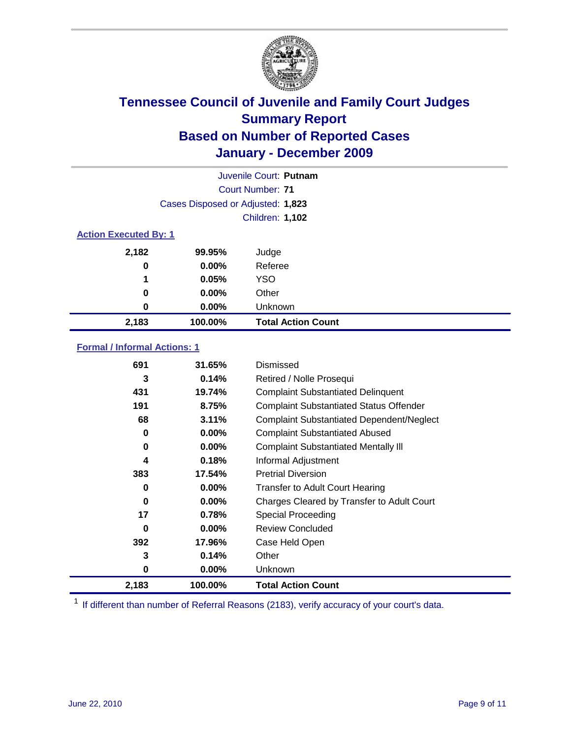# Tennessee Council of Juvenile and Family Court Judges
## Summary Report
## Based on Number of Reported Cases
## January - December 2009

Juvenile Court: **Putnam**

Court Number: **71**

Cases Disposed or Adjusted: **1,823**

Children: **1,102**

### Action Executed By: 1

| | | |
|---|---|---|
| 2,182 | 99.95% | Judge |
| 0 | 0.00% | Referee |
| 1 | 0.05% | YSO |
| 0 | 0.00% | Other |
| 0 | 0.00% | Unknown |
| **2,183** | **100.00%** | **Total Action Count** |

### Formal / Informal Actions: 1

| | | |
|---|---|---|
| 691 | 31.65% | Dismissed |
| 3 | 0.14% | Retired / Nolle Prosequi |
| 431 | 19.74% | Complaint Substantiated Delinquent |
| 191 | 8.75% | Complaint Substantiated Status Offender |
| 68 | 3.11% | Complaint Substantiated Dependent/Neglect |
| 0 | 0.00% | Complaint Substantiated Abused |
| 0 | 0.00% | Complaint Substantiated Mentally Ill |
| 4 | 0.18% | Informal Adjustment |
| 383 | 17.54% | Pretrial Diversion |
| 0 | 0.00% | Transfer to Adult Court Hearing |
| 0 | 0.00% | Charges Cleared by Transfer to Adult Court |
| 17 | 0.78% | Special Proceeding |
| 0 | 0.00% | Review Concluded |
| 392 | 17.96% | Case Held Open |
| 3 | 0.14% | Other |
| 0 | 0.00% | Unknown |
| **2,183** | **100.00%** | **Total Action Count** |

[1] If different than number of Referral Reasons (2183), verify accuracy of your court's data.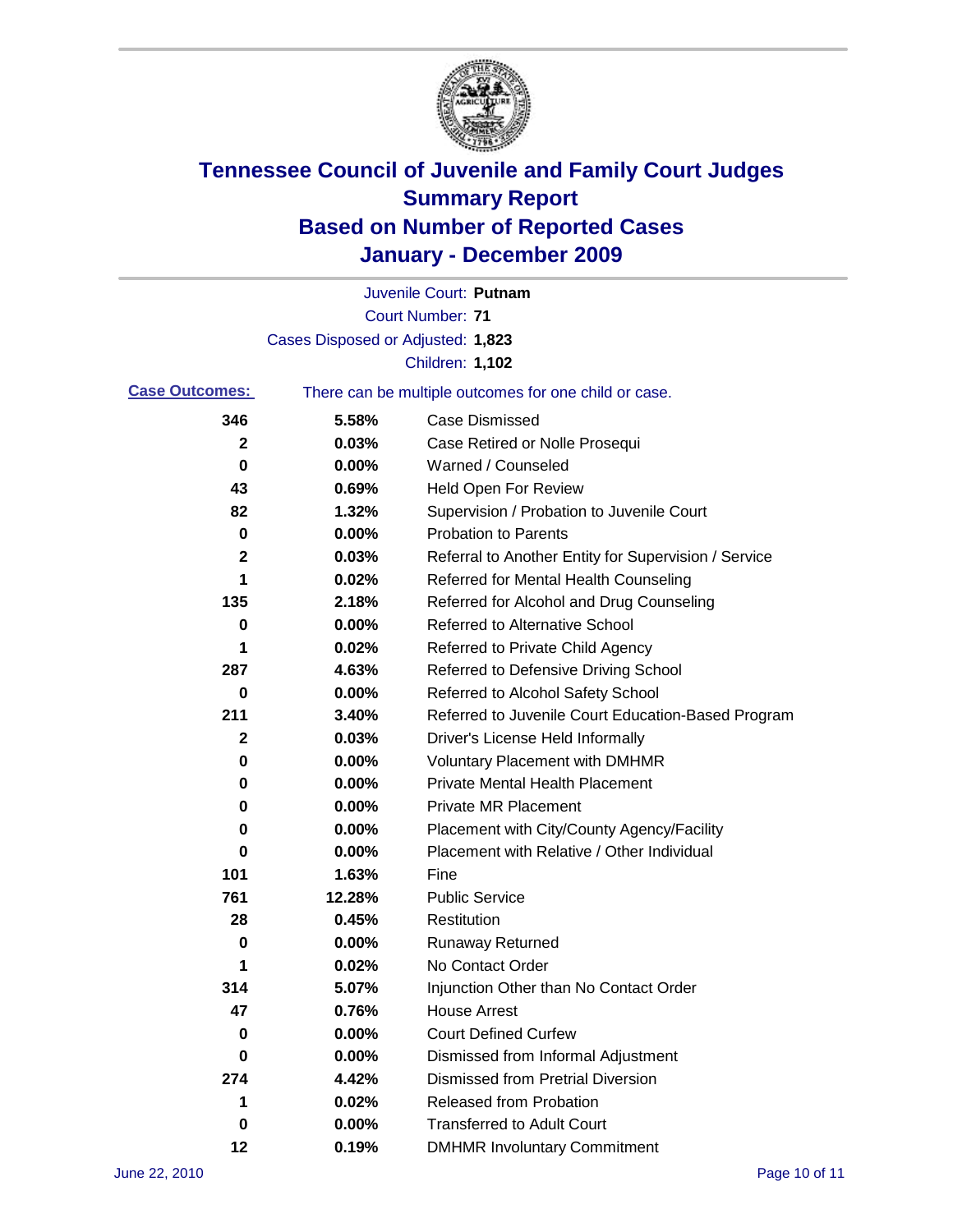# Tennessee Council of Juvenile and Family Court Judges
## Summary Report
## Based on Number of Reported Cases
## January - December 2009

Juvenile Court: **Putnam**

Court Number: **71**

Cases Disposed or Adjusted: **1,823**

Children: **1,102**

**Case Outcomes:** There can be multiple outcomes for one child or case.

| Count | Percent | Outcome |
|---|---|---|
| 346 | 5.58% | Case Dismissed |
| 2 | 0.03% | Case Retired or Nolle Prosequi |
| 0 | 0.00% | Warned / Counseled |
| 43 | 0.69% | Held Open For Review |
| 82 | 1.32% | Supervision / Probation to Juvenile Court |
| 0 | 0.00% | Probation to Parents |
| 2 | 0.03% | Referral to Another Entity for Supervision / Service |
| 1 | 0.02% | Referred for Mental Health Counseling |
| 135 | 2.18% | Referred for Alcohol and Drug Counseling |
| 0 | 0.00% | Referred to Alternative School |
| 1 | 0.02% | Referred to Private Child Agency |
| 287 | 4.63% | Referred to Defensive Driving School |
| 0 | 0.00% | Referred to Alcohol Safety School |
| 211 | 3.40% | Referred to Juvenile Court Education-Based Program |
| 2 | 0.03% | Driver's License Held Informally |
| 0 | 0.00% | Voluntary Placement with DMHMR |
| 0 | 0.00% | Private Mental Health Placement |
| 0 | 0.00% | Private MR Placement |
| 0 | 0.00% | Placement with City/County Agency/Facility |
| 0 | 0.00% | Placement with Relative / Other Individual |
| 101 | 1.63% | Fine |
| 761 | 12.28% | Public Service |
| 28 | 0.45% | Restitution |
| 0 | 0.00% | Runaway Returned |
| 1 | 0.02% | No Contact Order |
| 314 | 5.07% | Injunction Other than No Contact Order |
| 47 | 0.76% | House Arrest |
| 0 | 0.00% | Court Defined Curfew |
| 0 | 0.00% | Dismissed from Informal Adjustment |
| 274 | 4.42% | Dismissed from Pretrial Diversion |
| 1 | 0.02% | Released from Probation |
| 0 | 0.00% | Transferred to Adult Court |
| 12 | 0.19% | DMHMR Involuntary Commitment |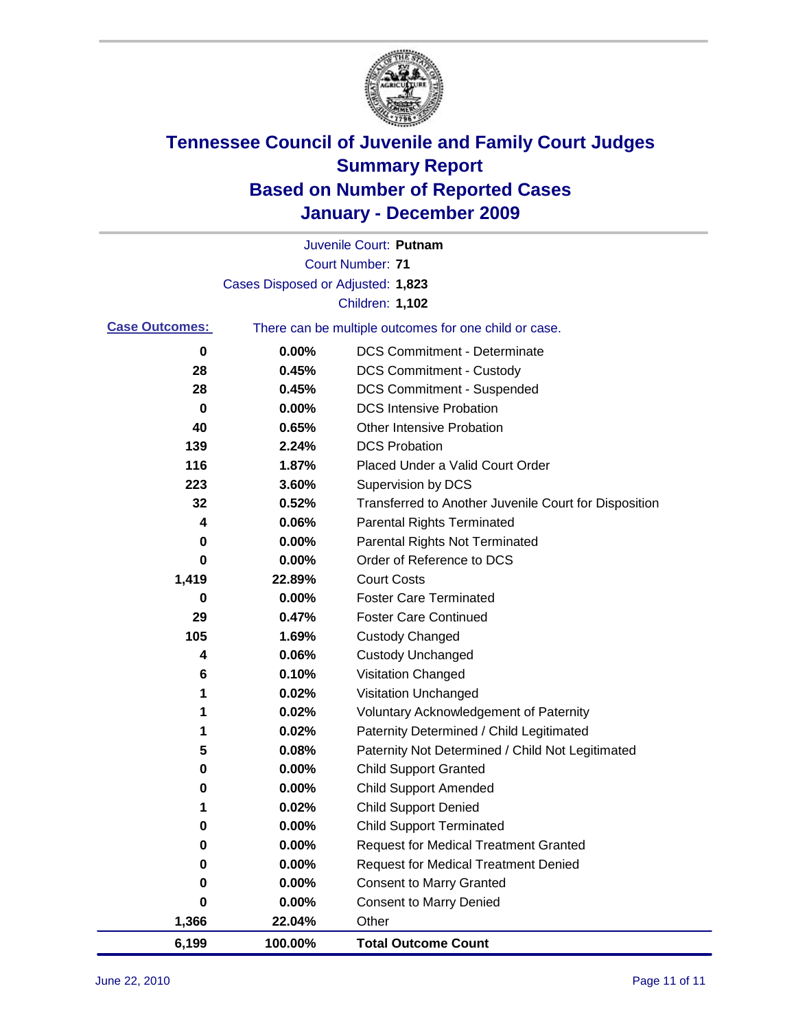# Tennessee Council of Juvenile and Family Court Judges
## Summary Report
## Based on Number of Reported Cases
## January - December 2009

Juvenile Court: **Putnam**
Court Number: **71**
Cases Disposed or Adjusted: **1,823**
Children: **1,102**

**Case Outcomes:** There can be multiple outcomes for one child or case.

| | | |
|---|---|---|
| 0 | 0.00% | DCS Commitment - Determinate |
| 28 | 0.45% | DCS Commitment - Custody |
| 28 | 0.45% | DCS Commitment - Suspended |
| 0 | 0.00% | DCS Intensive Probation |
| 40 | 0.65% | Other Intensive Probation |
| 139 | 2.24% | DCS Probation |
| 116 | 1.87% | Placed Under a Valid Court Order |
| 223 | 3.60% | Supervision by DCS |
| 32 | 0.52% | Transferred to Another Juvenile Court for Disposition |
| 4 | 0.06% | Parental Rights Terminated |
| 0 | 0.00% | Parental Rights Not Terminated |
| 0 | 0.00% | Order of Reference to DCS |
| 1,419 | 22.89% | Court Costs |
| 0 | 0.00% | Foster Care Terminated |
| 29 | 0.47% | Foster Care Continued |
| 105 | 1.69% | Custody Changed |
| 4 | 0.06% | Custody Unchanged |
| 6 | 0.10% | Visitation Changed |
| 1 | 0.02% | Visitation Unchanged |
| 1 | 0.02% | Voluntary Acknowledgement of Paternity |
| 1 | 0.02% | Paternity Determined / Child Legitimated |
| 5 | 0.08% | Paternity Not Determined / Child Not Legitimated |
| 0 | 0.00% | Child Support Granted |
| 0 | 0.00% | Child Support Amended |
| 1 | 0.02% | Child Support Denied |
| 0 | 0.00% | Child Support Terminated |
| 0 | 0.00% | Request for Medical Treatment Granted |
| 0 | 0.00% | Request for Medical Treatment Denied |
| 0 | 0.00% | Consent to Marry Granted |
| 0 | 0.00% | Consent to Marry Denied |
| 1,366 | 22.04% | Other |
| **6,199** | **100.00%** | **Total Outcome Count** |

June 22, 2010